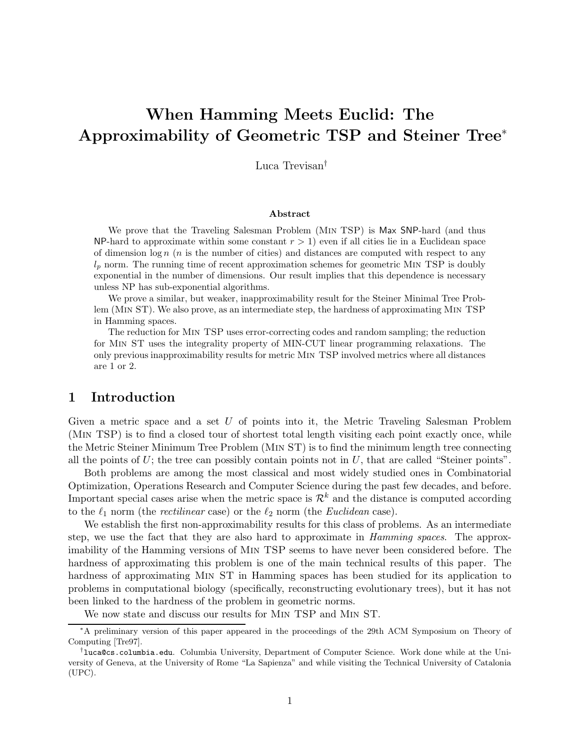# When Hamming Meets Euclid: The Approximability of Geometric TSP and Steiner Tree[*]

Luca Trevisan[†]

### Abstract

We prove that the Traveling Salesman Problem (Min TSP) is Max SNP-hard (and thus NP-hard to approximate within some constant $r > 1$) even if all cities lie in a Euclidean space of dimension $\log n$ ($n$ is the number of cities) and distances are computed with respect to any $l_p$ norm. The running time of recent approximation schemes for geometric Min TSP is doubly exponential in the number of dimensions. Our result implies that this dependence is necessary unless NP has sub-exponential algorithms.

We prove a similar, but weaker, inapproximability result for the Steiner Minimal Tree Problem (Min ST). We also prove, as an intermediate step, the hardness of approximating Min TSP in Hamming spaces.

The reduction for Min TSP uses error-correcting codes and random sampling; the reduction for Min ST uses the integrality property of MIN-CUT linear programming relaxations. The only previous inapproximability results for metric Min TSP involved metrics where all distances are 1 or 2.

## 1 Introduction

Given a metric space and a set $U$ of points into it, the Metric Traveling Salesman Problem (Min TSP) is to find a closed tour of shortest total length visiting each point exactly once, while the Metric Steiner Minimum Tree Problem (Min ST) is to find the minimum length tree connecting all the points of $U$; the tree can possibly contain points not in $U$, that are called "Steiner points".

Both problems are among the most classical and most widely studied ones in Combinatorial Optimization, Operations Research and Computer Science during the past few decades, and before. Important special cases arise when the metric space is $\mathcal{R}^k$ and the distance is computed according to the $\ell_1$ norm (the *rectilinear* case) or the $\ell_2$ norm (the *Euclidean* case).

We establish the first non-approximability results for this class of problems. As an intermediate step, we use the fact that they are also hard to approximate in *Hamming spaces*. The approximability of the Hamming versions of Min TSP seems to have never been considered before. The hardness of approximating this problem is one of the main technical results of this paper. The hardness of approximating Min ST in Hamming spaces has been studied for its application to problems in computational biology (specifically, reconstructing evolutionary trees), but it has not been linked to the hardness of the problem in geometric norms.

We now state and discuss our results for Min TSP and Min ST.

---

[*] A preliminary version of this paper appeared in the proceedings of the 29th ACM Symposium on Theory of Computing [Tre97].

[†] luca@cs.columbia.edu. Columbia University, Department of Computer Science. Work done while at the University of Geneva, at the University of Rome "La Sapienza" and while visiting the Technical University of Catalonia (UPC).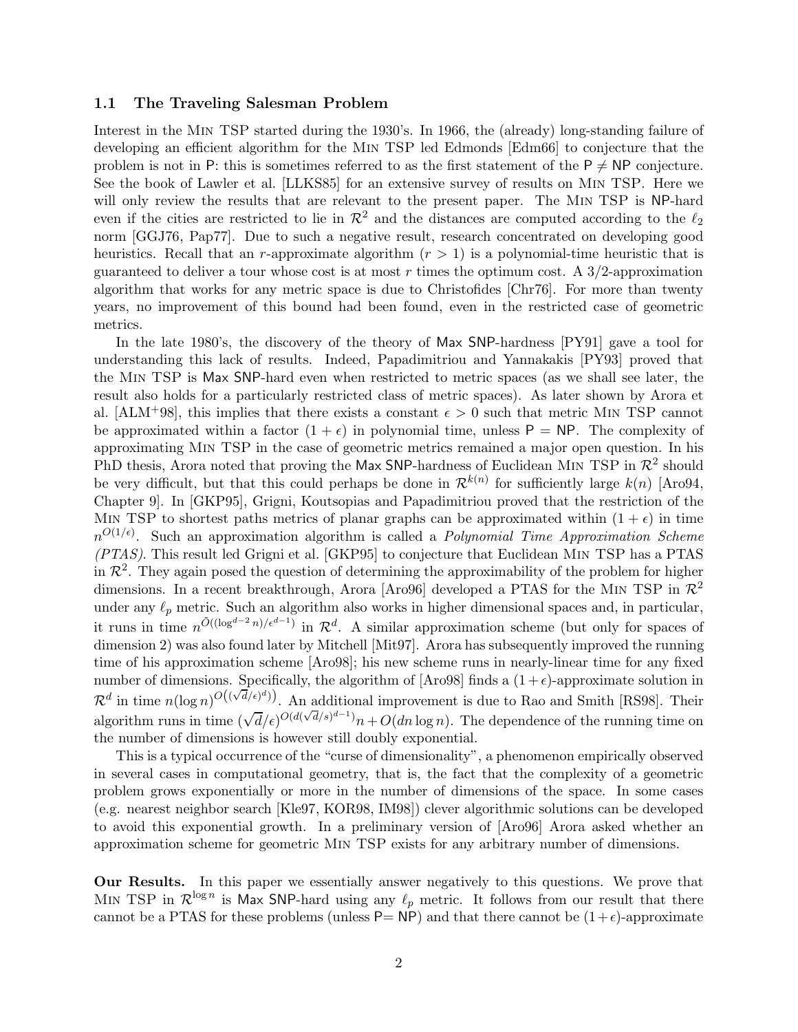### 1.1 The Traveling Salesman Problem

Interest in the Min TSP started during the 1930's. In 1966, the (already) long-standing failure of developing an efficient algorithm for the Min TSP led Edmonds [Edm66] to conjecture that the problem is not in P: this is sometimes referred to as the first statement of the P $\neq$ NP conjecture. See the book of Lawler et al. [LLKS85] for an extensive survey of results on Min TSP. Here we will only review the results that are relevant to the present paper. The Min TSP is NP-hard even if the cities are restricted to lie in $\mathcal{R}^2$ and the distances are computed according to the $\ell_2$ norm [GGJ76, Pap77]. Due to such a negative result, research concentrated on developing good heuristics. Recall that an $r$-approximate algorithm ($r > 1$) is a polynomial-time heuristic that is guaranteed to deliver a tour whose cost is at most $r$ times the optimum cost. A 3/2-approximation algorithm that works for any metric space is due to Christofides [Chr76]. For more than twenty years, no improvement of this bound had been found, even in the restricted case of geometric metrics.

In the late 1980's, the discovery of the theory of Max SNP-hardness [PY91] gave a tool for understanding this lack of results. Indeed, Papadimitriou and Yannakakis [PY93] proved that the Min TSP is Max SNP-hard even when restricted to metric spaces (as we shall see later, the result also holds for a particularly restricted class of metric spaces). As later shown by Arora et al. [ALM+98], this implies that there exists a constant $\epsilon > 0$ such that metric Min TSP cannot be approximated within a factor $(1+\epsilon)$ in polynomial time, unless P = NP. The complexity of approximating Min TSP in the case of geometric metrics remained a major open question. In his PhD thesis, Arora noted that proving the Max SNP-hardness of Euclidean Min TSP in $\mathcal{R}^2$ should be very difficult, but that this could perhaps be done in $\mathcal{R}^{k(n)}$ for sufficiently large $k(n)$ [Aro94, Chapter 9]. In [GKP95], Grigni, Koutsopias and Papadimitriou proved that the restriction of the Min TSP to shortest paths metrics of planar graphs can be approximated within $(1+\epsilon)$ in time $n^{O(1/\epsilon)}$. Such an approximation algorithm is called a *Polynomial Time Approximation Scheme (PTAS)*. This result led Grigni et al. [GKP95] to conjecture that Euclidean Min TSP has a PTAS in $\mathcal{R}^2$. They again posed the question of determining the approximability of the problem for higher dimensions. In a recent breakthrough, Arora [Aro96] developed a PTAS for the Min TSP in $\mathcal{R}^2$ under any $\ell_p$ metric. Such an algorithm also works in higher dimensional spaces and, in particular, it runs in time $n^{\tilde{O}((\log^{d-2} n)/\epsilon^{d-1})}$ in $\mathcal{R}^d$. A similar approximation scheme (but only for spaces of dimension 2) was also found later by Mitchell [Mit97]. Arora has subsequently improved the running time of his approximation scheme [Aro98]; his new scheme runs in nearly-linear time for any fixed number of dimensions. Specifically, the algorithm of [Aro98] finds a $(1+\epsilon)$-approximate solution in $\mathcal{R}^d$ in time $n(\log n)^{O((\sqrt{d}/\epsilon)^d)}$. An additional improvement is due to Rao and Smith [RS98]. Their algorithm runs in time $(\sqrt{d}/\epsilon)^{O(d(\sqrt{d}/s)^{d-1})}n + O(dn\log n)$. The dependence of the running time on the number of dimensions is however still doubly exponential.

This is a typical occurrence of the "curse of dimensionality", a phenomenon empirically observed in several cases in computational geometry, that is, the fact that the complexity of a geometric problem grows exponentially or more in the number of dimensions of the space. In some cases (e.g. nearest neighbor search [Kle97, KOR98, IM98]) clever algorithmic solutions can be developed to avoid this exponential growth. In a preliminary version of [Aro96] Arora asked whether an approximation scheme for geometric Min TSP exists for any arbitrary number of dimensions.

**Our Results.** In this paper we essentially answer negatively to this questions. We prove that Min TSP in $\mathcal{R}^{\log n}$ is Max SNP-hard using any $\ell_p$ metric. It follows from our result that there cannot be a PTAS for these problems (unless P= NP) and that there cannot be $(1+\epsilon)$-approximate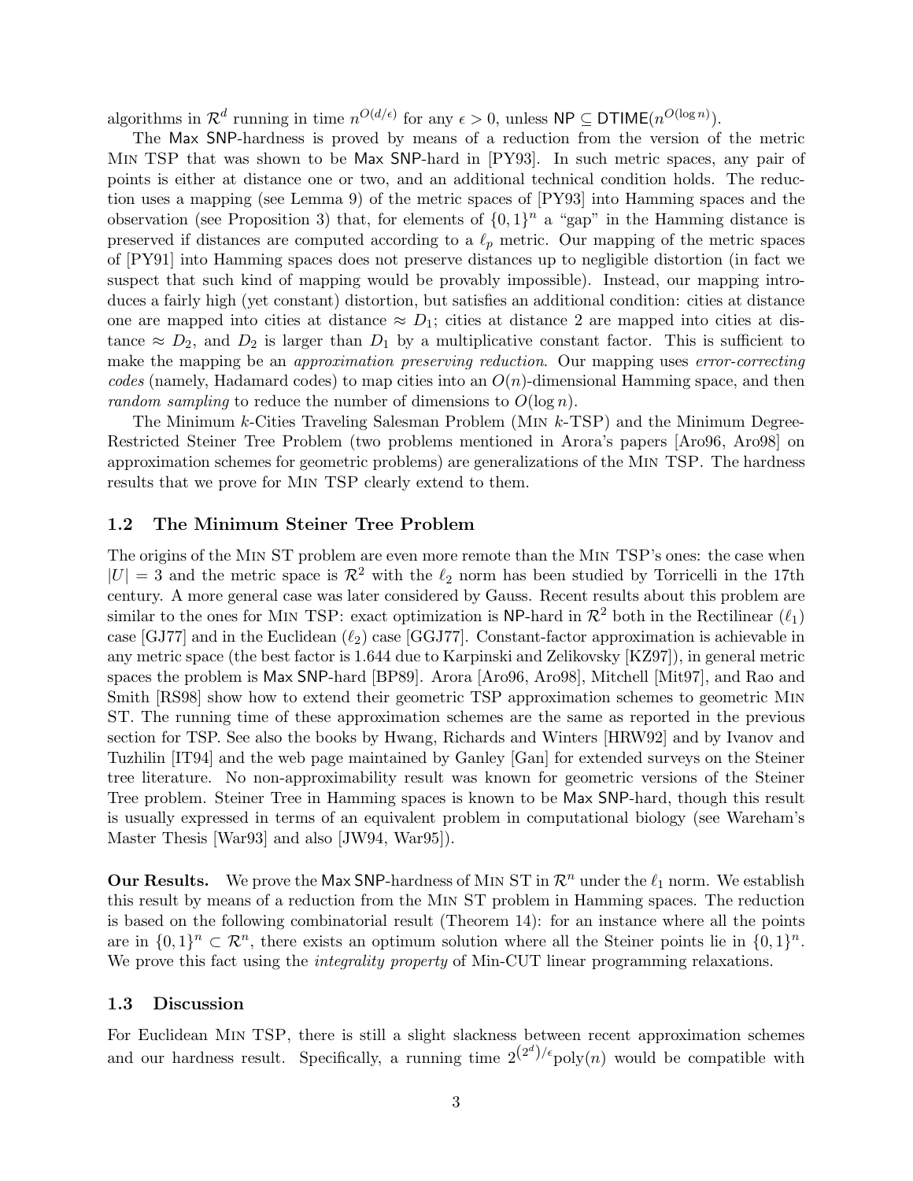algorithms in $\mathcal{R}^d$ running in time $n^{O(d/\epsilon)}$ for any $\epsilon > 0$, unless $\mathsf{NP} \subseteq \mathsf{DTIME}(n^{O(\log n)})$.

The Max SNP-hardness is proved by means of a reduction from the version of the metric Min TSP that was shown to be Max SNP-hard in [PY93]. In such metric spaces, any pair of points is either at distance one or two, and an additional technical condition holds. The reduction uses a mapping (see Lemma 9) of the metric spaces of [PY93] into Hamming spaces and the observation (see Proposition 3) that, for elements of $\{0,1\}^n$ a "gap" in the Hamming distance is preserved if distances are computed according to a $\ell_p$ metric. Our mapping of the metric spaces of [PY91] into Hamming spaces does not preserve distances up to negligible distortion (in fact we suspect that such kind of mapping would be provably impossible). Instead, our mapping introduces a fairly high (yet constant) distortion, but satisfies an additional condition: cities at distance one are mapped into cities at distance $\approx D_1$; cities at distance 2 are mapped into cities at distance $\approx D_2$, and $D_2$ is larger than $D_1$ by a multiplicative constant factor. This is sufficient to make the mapping be an *approximation preserving reduction*. Our mapping uses *error-correcting codes* (namely, Hadamard codes) to map cities into an $O(n)$-dimensional Hamming space, and then *random sampling* to reduce the number of dimensions to $O(\log n)$.

The Minimum $k$-Cities Traveling Salesman Problem (Min $k$-TSP) and the Minimum Degree-Restricted Steiner Tree Problem (two problems mentioned in Arora's papers [Aro96, Aro98] on approximation schemes for geometric problems) are generalizations of the Min TSP. The hardness results that we prove for Min TSP clearly extend to them.

### 1.2 The Minimum Steiner Tree Problem

The origins of the Min ST problem are even more remote than the Min TSP's ones: the case when $|U| = 3$ and the metric space is $\mathcal{R}^2$ with the $\ell_2$ norm has been studied by Torricelli in the 17th century. A more general case was later considered by Gauss. Recent results about this problem are similar to the ones for Min TSP: exact optimization is NP-hard in $\mathcal{R}^2$ both in the Rectilinear ($\ell_1$) case [GJ77] and in the Euclidean ($\ell_2$) case [GGJ77]. Constant-factor approximation is achievable in any metric space (the best factor is 1.644 due to Karpinski and Zelikovsky [KZ97]), in general metric spaces the problem is Max SNP-hard [BP89]. Arora [Aro96, Aro98], Mitchell [Mit97], and Rao and Smith [RS98] show how to extend their geometric TSP approximation schemes to geometric Min ST. The running time of these approximation schemes are the same as reported in the previous section for TSP. See also the books by Hwang, Richards and Winters [HRW92] and by Ivanov and Tuzhilin [IT94] and the web page maintained by Ganley [Gan] for extended surveys on the Steiner tree literature. No non-approximability result was known for geometric versions of the Steiner Tree problem. Steiner Tree in Hamming spaces is known to be Max SNP-hard, though this result is usually expressed in terms of an equivalent problem in computational biology (see Wareham's Master Thesis [War93] and also [JW94, War95]).

**Our Results.** We prove the Max SNP-hardness of Min ST in $\mathcal{R}^n$ under the $\ell_1$ norm. We establish this result by means of a reduction from the Min ST problem in Hamming spaces. The reduction is based on the following combinatorial result (Theorem 14): for an instance where all the points are in $\{0,1\}^n \subset \mathcal{R}^n$, there exists an optimum solution where all the Steiner points lie in $\{0,1\}^n$. We prove this fact using the *integrality property* of Min-CUT linear programming relaxations.

### 1.3 Discussion

For Euclidean Min TSP, there is still a slight slackness between recent approximation schemes and our hardness result. Specifically, a running time $2^{(2^d)/\epsilon}\text{poly}(n)$ would be compatible with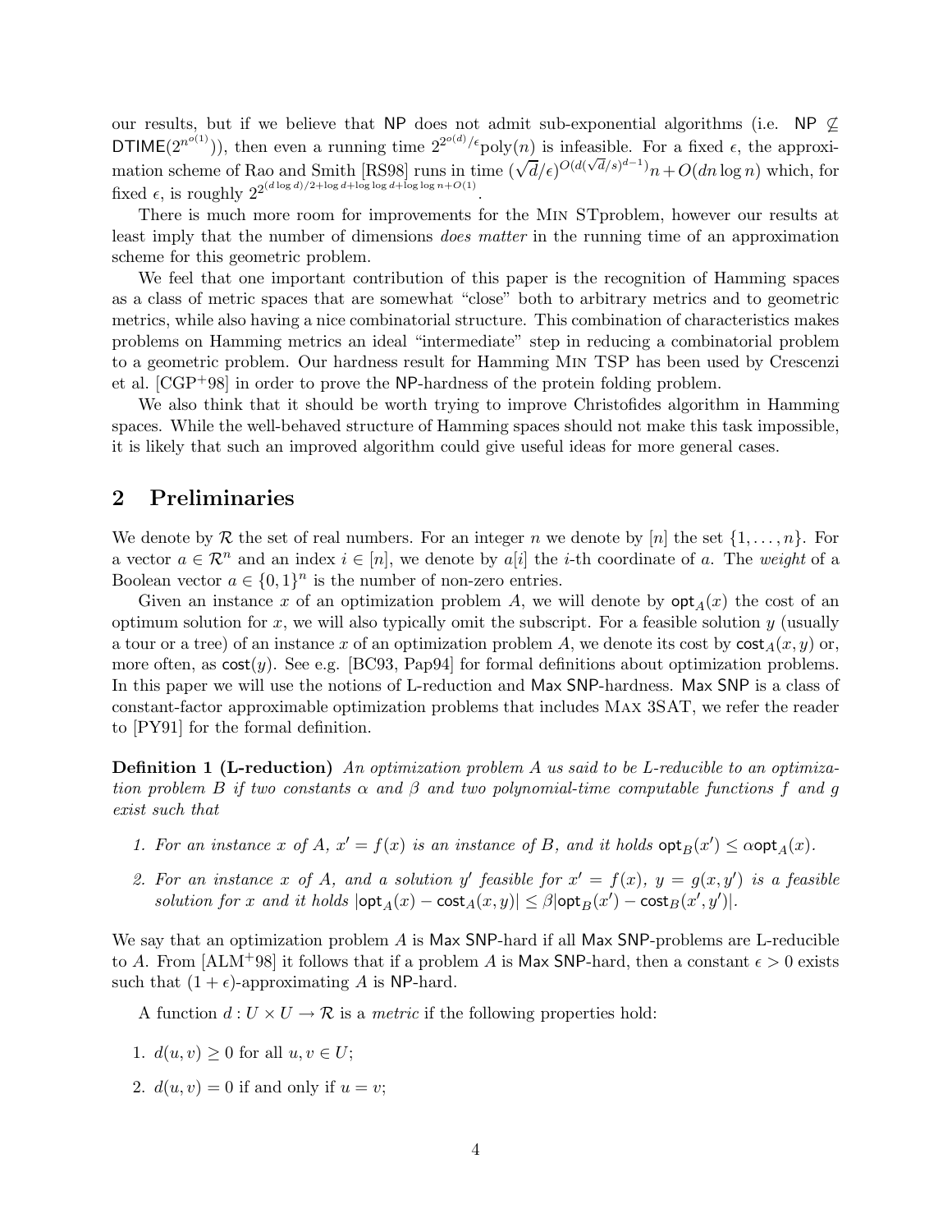our results, but if we believe that NP does not admit sub-exponential algorithms (i.e. $\mathsf{NP} \not\subseteq \mathsf{DTIME}(2^{n^{o(1)}})$), then even a running time $2^{2^{o(d)}/\epsilon}\text{poly}(n)$ is infeasible. For a fixed $\epsilon$, the approximation scheme of Rao and Smith [RS98] runs in time $(\sqrt{d}/\epsilon)^{O(d(\sqrt{d}/s)^{d-1})}n + O(dn \log n)$ which, for fixed $\epsilon$, is roughly $2^{2^{(d \log d)/2 + \log d + \log\log d + \log\log n + O(1)}}$.

There is much more room for improvements for the Min STproblem, however our results at least imply that the number of dimensions *does matter* in the running time of an approximation scheme for this geometric problem.

We feel that one important contribution of this paper is the recognition of Hamming spaces as a class of metric spaces that are somewhat "close" both to arbitrary metrics and to geometric metrics, while also having a nice combinatorial structure. This combination of characteristics makes problems on Hamming metrics an ideal "intermediate" step in reducing a combinatorial problem to a geometric problem. Our hardness result for Hamming Min TSP has been used by Crescenzi et al. [CGP+98] in order to prove the NP-hardness of the protein folding problem.

We also think that it should be worth trying to improve Christofides algorithm in Hamming spaces. While the well-behaved structure of Hamming spaces should not make this task impossible, it is likely that such an improved algorithm could give useful ideas for more general cases.

## 2 Preliminaries

We denote by $\mathcal{R}$ the set of real numbers. For an integer $n$ we denote by $[n]$ the set $\{1, \ldots, n\}$. For a vector $a \in \mathcal{R}^n$ and an index $i \in [n]$, we denote by $a[i]$ the $i$-th coordinate of $a$. The *weight* of a Boolean vector $a \in \{0,1\}^n$ is the number of non-zero entries.

Given an instance $x$ of an optimization problem $A$, we will denote by $\mathsf{opt}_A(x)$ the cost of an optimum solution for $x$, we will also typically omit the subscript. For a feasible solution $y$ (usually a tour or a tree) of an instance $x$ of an optimization problem $A$, we denote its cost by $\mathsf{cost}_A(x, y)$ or, more often, as $\mathsf{cost}(y)$. See e.g. [BC93, Pap94] for formal definitions about optimization problems. In this paper we will use the notions of L-reduction and Max SNP-hardness. Max SNP is a class of constant-factor approximable optimization problems that includes Max 3SAT, we refer the reader to [PY91] for the formal definition.

**Definition 1 (L-reduction)** *An optimization problem $A$ us said to be L-reducible to an optimization problem $B$ if two constants $\alpha$ and $\beta$ and two polynomial-time computable functions $f$ and $g$ exist such that*

1. *For an instance $x$ of $A$, $x' = f(x)$ is an instance of $B$, and it holds $\mathsf{opt}_B(x') \leq \alpha \mathsf{opt}_A(x)$.*
2. *For an instance $x$ of $A$, and a solution $y'$ feasible for $x' = f(x)$, $y = g(x, y')$ is a feasible solution for $x$ and it holds $|\mathsf{opt}_A(x) - \mathsf{cost}_A(x, y)| \leq \beta |\mathsf{opt}_B(x') - \mathsf{cost}_B(x', y')|$.*

We say that an optimization problem $A$ is Max SNP-hard if all Max SNP-problems are L-reducible to $A$. From [ALM+98] it follows that if a problem $A$ is Max SNP-hard, then a constant $\epsilon > 0$ exists such that $(1 + \epsilon)$-approximating $A$ is NP-hard.

A function $d : U \times U \to \mathcal{R}$ is a *metric* if the following properties hold:

1. $d(u, v) \geq 0$ for all $u, v \in U$;
2. $d(u, v) = 0$ if and only if $u = v$;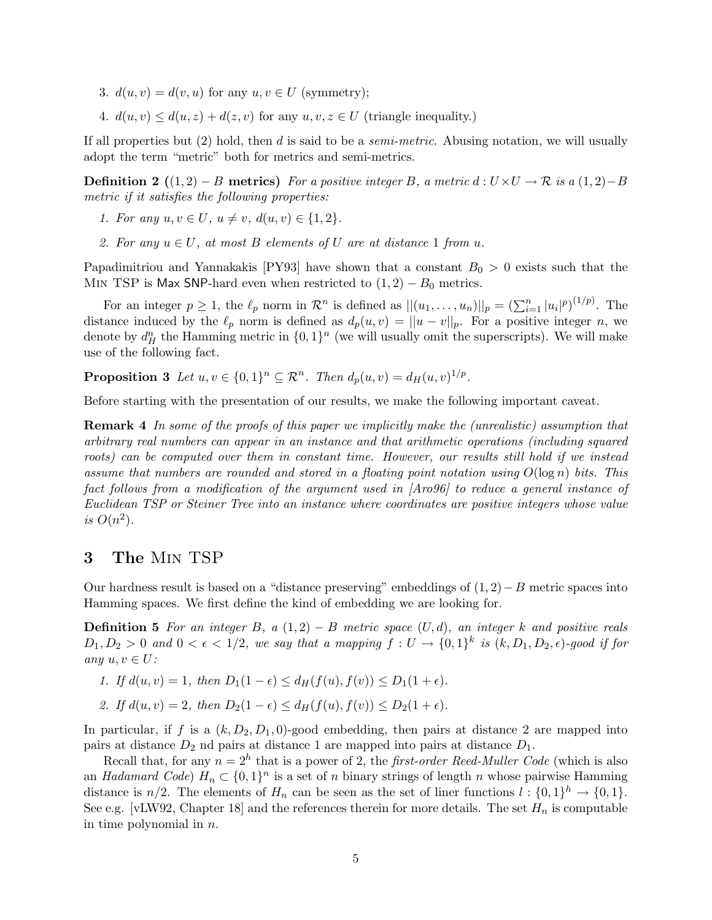3. $d(u, v) = d(v, u)$ for any $u, v \in U$ (symmetry);
4. $d(u, v) \leq d(u, z) + d(z, v)$ for any $u, v, z \in U$ (triangle inequality.)

If all properties but (2) hold, then $d$ is said to be a *semi-metric*. Abusing notation, we will usually adopt the term "metric" both for metrics and semi-metrics.

**Definition 2** (**$(1, 2) - B$ metrics**) *For a positive integer $B$, a metric $d : U \times U \to \mathcal{R}$ is a $(1, 2) - B$ metric if it satisfies the following properties:*

1. *For any $u, v \in U$, $u \neq v$, $d(u, v) \in \{1, 2\}$.*
2. *For any $u \in U$, at most $B$ elements of $U$ are at distance 1 from $u$.*

Papadimitriou and Yannakakis [PY93] have shown that a constant $B_0 > 0$ exists such that the Min TSP is Max SNP-hard even when restricted to $(1, 2) - B_0$ metrics.

For an integer $p \geq 1$, the $\ell_p$ norm in $\mathcal{R}^n$ is defined as $||(u_1, \ldots, u_n)||_p = (\sum_{i=1}^n |u_i|^p)^{(1/p)}$. The distance induced by the $\ell_p$ norm is defined as $d_p(u, v) = ||u - v||_p$. For a positive integer $n$, we denote by $d_H^n$ the Hamming metric in $\{0, 1\}^n$ (we will usually omit the superscripts). We will make use of the following fact.

**Proposition 3** *Let $u, v \in \{0, 1\}^n \subseteq \mathcal{R}^n$. Then $d_p(u, v) = d_H(u, v)^{1/p}$.*

Before starting with the presentation of our results, we make the following important caveat.

**Remark 4** *In some of the proofs of this paper we implicitly make the (unrealistic) assumption that arbitrary real numbers can appear in an instance and that arithmetic operations (including squared roots) can be computed over them in constant time. However, our results still hold if we instead assume that numbers are rounded and stored in a floating point notation using $O(\log n)$ bits. This fact follows from a modification of the argument used in [Aro96] to reduce a general instance of Euclidean TSP or Steiner Tree into an instance where coordinates are positive integers whose value is $O(n^2)$.*

## 3 The Min TSP

Our hardness result is based on a "distance preserving" embeddings of $(1, 2) - B$ metric spaces into Hamming spaces. We first define the kind of embedding we are looking for.

**Definition 5** *For an integer $B$, a $(1, 2) - B$ metric space $(U, d)$, an integer $k$ and positive reals $D_1, D_2 > 0$ and $0 < \epsilon < 1/2$, we say that a mapping $f : U \to \{0, 1\}^k$ is $(k, D_1, D_2, \epsilon)$-good if for any $u, v \in U$:*

1. *If $d(u, v) = 1$, then $D_1(1 - \epsilon) \leq d_H(f(u), f(v)) \leq D_1(1 + \epsilon)$.*
2. *If $d(u, v) = 2$, then $D_2(1 - \epsilon) \leq d_H(f(u), f(v)) \leq D_2(1 + \epsilon)$.*

In particular, if $f$ is a $(k, D_2, D_1, 0)$-good embedding, then pairs at distance 2 are mapped into pairs at distance $D_2$ nd pairs at distance 1 are mapped into pairs at distance $D_1$.

Recall that, for any $n = 2^h$ that is a power of 2, the *first-order Reed-Muller Code* (which is also an *Hadamard Code*) $H_n \subset \{0, 1\}^n$ is a set of $n$ binary strings of length $n$ whose pairwise Hamming distance is $n/2$. The elements of $H_n$ can be seen as the set of liner functions $l : \{0, 1\}^h \to \{0, 1\}$. See e.g. [vLW92, Chapter 18] and the references therein for more details. The set $H_n$ is computable in time polynomial in $n$.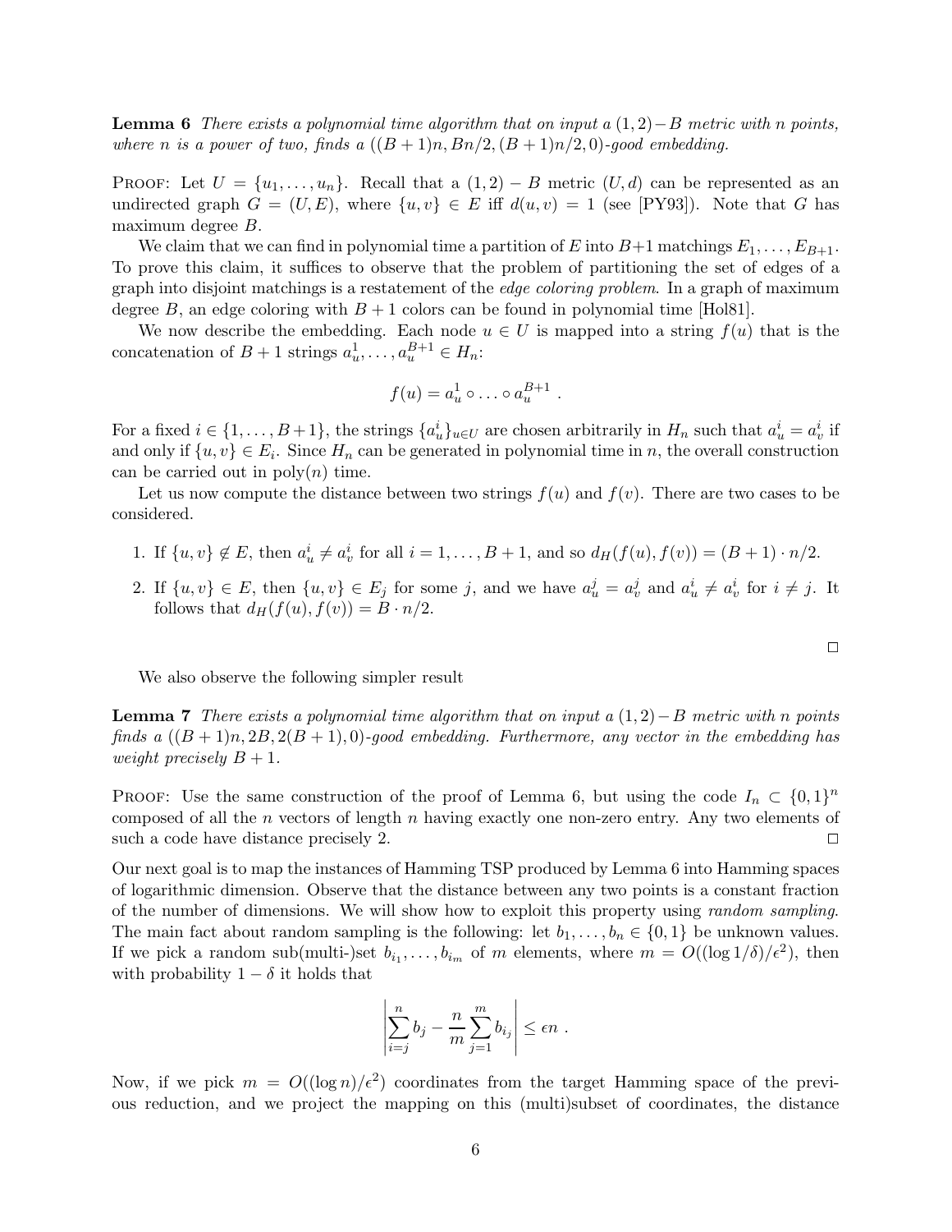**Lemma 6** *There exists a polynomial time algorithm that on input a $(1,2)-B$ metric with $n$ points, where $n$ is a power of two, finds a $((B+1)n, Bn/2, (B+1)n/2, 0)$-good embedding.*

Proof: Let $U = \{u_1, \ldots, u_n\}$. Recall that a $(1,2) - B$ metric $(U, d)$ can be represented as an undirected graph $G = (U, E)$, where $\{u, v\} \in E$ iff $d(u, v) = 1$ (see [PY93]). Note that $G$ has maximum degree $B$.

We claim that we can find in polynomial time a partition of $E$ into $B+1$ matchings $E_1, \ldots, E_{B+1}$. To prove this claim, it suffices to observe that the problem of partitioning the set of edges of a graph into disjoint matchings is a restatement of the *edge coloring problem*. In a graph of maximum degree $B$, an edge coloring with $B+1$ colors can be found in polynomial time [Hol81].

We now describe the embedding. Each node $u \in U$ is mapped into a string $f(u)$ that is the concatenation of $B+1$ strings $a_u^1, \ldots, a_u^{B+1} \in H_n$:

$$f(u) = a_u^1 \circ \ldots \circ a_u^{B+1} .$$

For a fixed $i \in \{1, \ldots, B+1\}$, the strings $\{a_u^i\}_{u \in U}$ are chosen arbitrarily in $H_n$ such that $a_u^i = a_v^i$ if and only if $\{u, v\} \in E_i$. Since $H_n$ can be generated in polynomial time in $n$, the overall construction can be carried out in poly($n$) time.

Let us now compute the distance between two strings $f(u)$ and $f(v)$. There are two cases to be considered.

1. If $\{u, v\} \notin E$, then $a_u^i \neq a_v^i$ for all $i = 1, \ldots, B+1$, and so $d_H(f(u), f(v)) = (B+1) \cdot n/2$.
2. If $\{u, v\} \in E$, then $\{u, v\} \in E_j$ for some $j$, and we have $a_u^j = a_v^j$ and $a_u^i \neq a_v^i$ for $i \neq j$. It follows that $d_H(f(u), f(v)) = B \cdot n/2$.

□

We also observe the following simpler result

**Lemma 7** *There exists a polynomial time algorithm that on input a $(1,2)-B$ metric with $n$ points finds a $((B+1)n, 2B, 2(B+1), 0)$-good embedding. Furthermore, any vector in the embedding has weight precisely $B+1$.*

Proof: Use the same construction of the proof of Lemma 6, but using the code $I_n \subset \{0,1\}^n$ composed of all the $n$ vectors of length $n$ having exactly one non-zero entry. Any two elements of such a code have distance precisely 2. □

Our next goal is to map the instances of Hamming TSP produced by Lemma 6 into Hamming spaces of logarithmic dimension. Observe that the distance between any two points is a constant fraction of the number of dimensions. We will show how to exploit this property using *random sampling*. The main fact about random sampling is the following: let $b_1, \ldots, b_n \in \{0,1\}$ be unknown values. If we pick a random sub(multi-)set $b_{i_1}, \ldots, b_{i_m}$ of $m$ elements, where $m = O((\log 1/\delta)/\epsilon^2)$, then with probability $1 - \delta$ it holds that

$$\left| \sum_{i=j}^{n} b_j - \frac{n}{m} \sum_{j=1}^{m} b_{i_j} \right| \leq \epsilon n .$$

Now, if we pick $m = O((\log n)/\epsilon^2)$ coordinates from the target Hamming space of the previous reduction, and we project the mapping on this (multi)subset of coordinates, the distance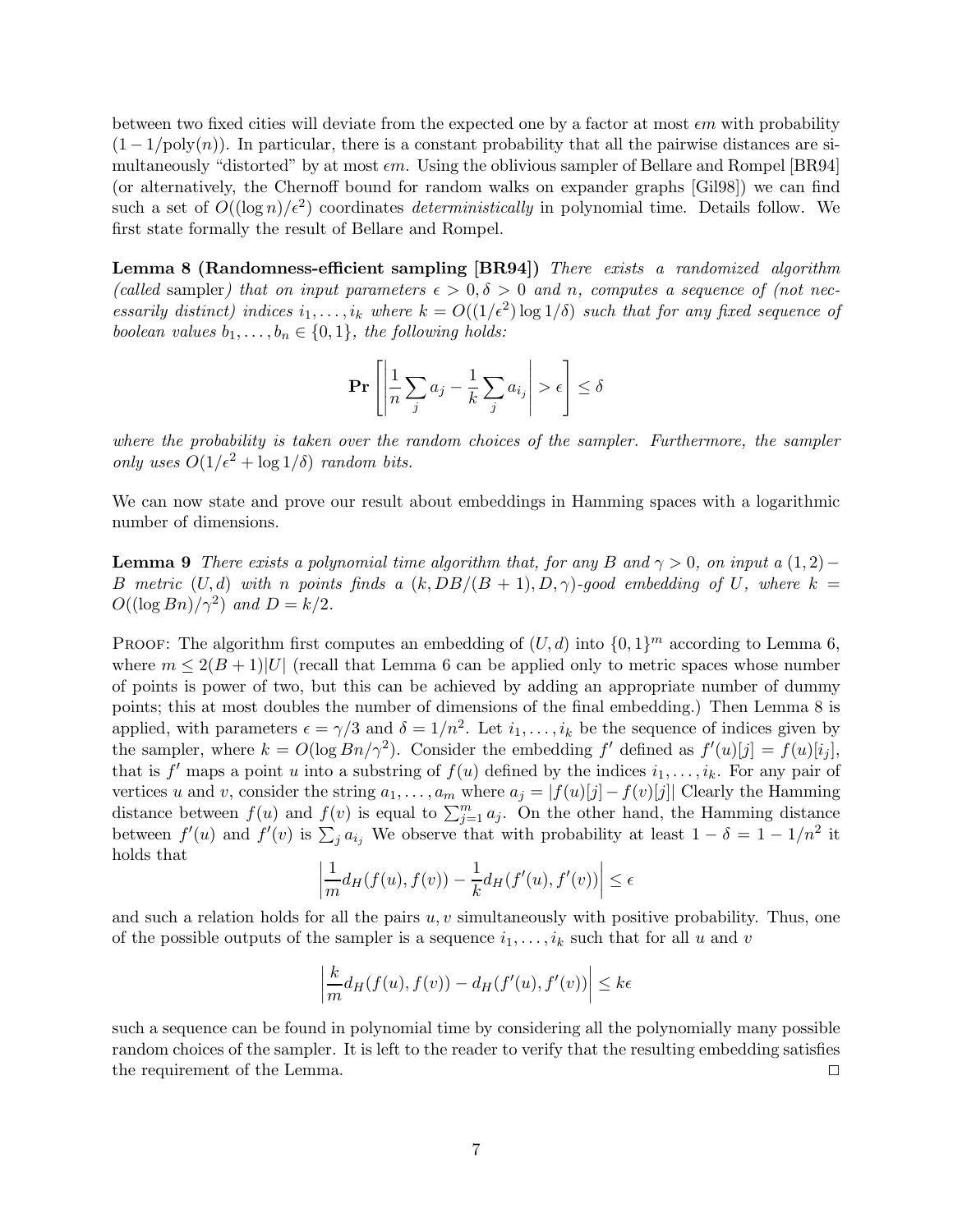between two fixed cities will deviate from the expected one by a factor at most $\epsilon m$ with probability $(1-1/\mathrm{poly}(n))$. In particular, there is a constant probability that all the pairwise distances are simultaneously "distorted" by at most $\epsilon m$. Using the oblivious sampler of Bellare and Rompel [BR94] (or alternatively, the Chernoff bound for random walks on expander graphs [Gil98]) we can find such a set of $O((\log n)/\epsilon^2)$ coordinates *deterministically* in polynomial time. Details follow. We first state formally the result of Bellare and Rompel.

**Lemma 8 (Randomness-efficient sampling [BR94])** *There exists a randomized algorithm (called* sampler*) that on input parameters $\epsilon > 0, \delta > 0$ and $n$, computes a sequence of (not necessarily distinct) indices $i_1, \ldots, i_k$ where $k = O((1/\epsilon^2)\log 1/\delta)$ such that for any fixed sequence of boolean values $b_1, \ldots, b_n \in \{0, 1\}$, the following holds:*

$$\mathbf{Pr}\left[\left|\frac{1}{n}\sum_j a_j - \frac{1}{k}\sum_j a_{i_j}\right| > \epsilon\right] \leq \delta$$

*where the probability is taken over the random choices of the sampler. Furthermore, the sampler only uses $O(1/\epsilon^2 + \log 1/\delta)$ random bits.*

We can now state and prove our result about embeddings in Hamming spaces with a logarithmic number of dimensions.

**Lemma 9** *There exists a polynomial time algorithm that, for any $B$ and $\gamma > 0$, on input a $(1,2)-B$ metric $(U, d)$ with $n$ points finds a $(k, DB/(B+1), D, \gamma)$-good embedding of $U$, where $k = O((\log Bn)/\gamma^2)$ and $D = k/2$.*

PROOF: The algorithm first computes an embedding of $(U, d)$ into $\{0,1\}^m$ according to Lemma 6, where $m \leq 2(B+1)|U|$ (recall that Lemma 6 can be applied only to metric spaces whose number of points is power of two, but this can be achieved by adding an appropriate number of dummy points; this at most doubles the number of dimensions of the final embedding.) Then Lemma 8 is applied, with parameters $\epsilon = \gamma/3$ and $\delta = 1/n^2$. Let $i_1, \ldots, i_k$ be the sequence of indices given by the sampler, where $k = O(\log Bn/\gamma^2)$. Consider the embedding $f'$ defined as $f'(u)[j] = f(u)[i_j]$, that is $f'$ maps a point $u$ into a substring of $f(u)$ defined by the indices $i_1, \ldots, i_k$. For any pair of vertices $u$ and $v$, consider the string $a_1, \ldots, a_m$ where $a_j = |f(u)[j] - f(v)[j]|$ Clearly the Hamming distance between $f(u)$ and $f(v)$ is equal to $\sum_{j=1}^m a_j$. On the other hand, the Hamming distance between $f'(u)$ and $f'(v)$ is $\sum_j a_{i_j}$ We observe that with probability at least $1 - \delta = 1 - 1/n^2$ it holds that

$$\left|\frac{1}{m}d_H(f(u), f(v)) - \frac{1}{k}d_H(f'(u), f'(v))\right| \leq \epsilon$$

and such a relation holds for all the pairs $u, v$ simultaneously with positive probability. Thus, one of the possible outputs of the sampler is a sequence $i_1, \ldots, i_k$ such that for all $u$ and $v$

$$\left|\frac{k}{m}d_H(f(u), f(v)) - d_H(f'(u), f'(v))\right| \leq k\epsilon$$

such a sequence can be found in polynomial time by considering all the polynomially many possible random choices of the sampler. It is left to the reader to verify that the resulting embedding satisfies the requirement of the Lemma. □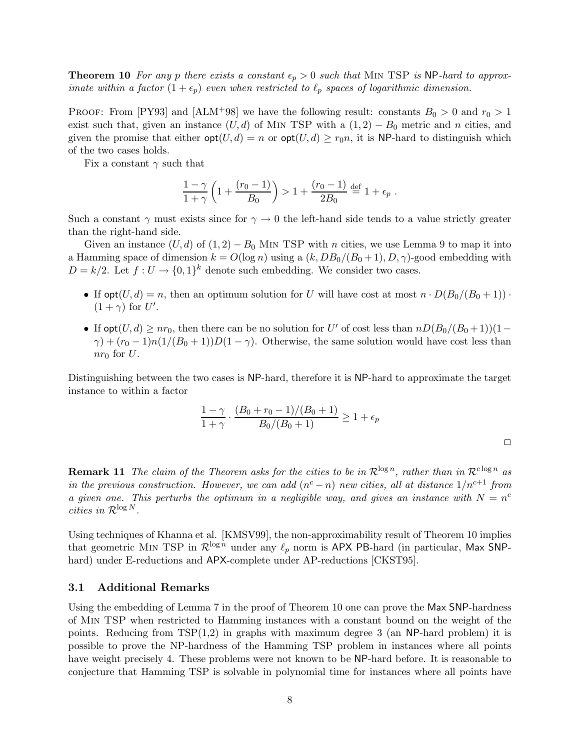**Theorem 10** *For any $p$ there exists a constant $\epsilon_p > 0$ such that* Min TSP *is* NP*-hard to approximate within a factor $(1+\epsilon_p)$ even when restricted to $\ell_p$ spaces of logarithmic dimension.*

Proof: From [PY93] and [ALM+98] we have the following result: constants $B_0 > 0$ and $r_0 > 1$ exist such that, given an instance $(U, d)$ of Min TSP with a $(1,2) - B_0$ metric and $n$ cities, and given the promise that either $\mathsf{opt}(U, d) = n$ or $\mathsf{opt}(U, d) \geq r_0 n$, it is NP-hard to distinguish which of the two cases holds.

Fix a constant $\gamma$ such that

$$\frac{1-\gamma}{1+\gamma}\left(1 + \frac{(r_0-1)}{B_0}\right) > 1 + \frac{(r_0-1)}{2B_0} \stackrel{\text{def}}{=} 1 + \epsilon_p \ .$$

Such a constant $\gamma$ must exists since for $\gamma \to 0$ the left-hand side tends to a value strictly greater than the right-hand side.

Given an instance $(U, d)$ of $(1,2) - B_0$ Min TSP with $n$ cities, we use Lemma 9 to map it into a Hamming space of dimension $k = O(\log n)$ using a $(k, DB_0/(B_0+1), D, \gamma)$-good embedding with $D = k/2$. Let $f : U \to \{0,1\}^k$ denote such embedding. We consider two cases.

- If $\mathsf{opt}(U, d) = n$, then an optimum solution for $U$ will have cost at most $n \cdot D(B_0/(B_0+1)) \cdot (1+\gamma)$ for $U'$.
- If $\mathsf{opt}(U, d) \geq nr_0$, then there can be no solution for $U'$ of cost less than $nD(B_0/(B_0+1))(1-\gamma) + (r_0-1)n(1/(B_0+1))D(1-\gamma)$. Otherwise, the same solution would have cost less than $nr_0$ for $U$.

Distinguishing between the two cases is NP-hard, therefore it is NP-hard to approximate the target instance to within a factor

$$\frac{1-\gamma}{1+\gamma} \cdot \frac{(B_0 + r_0 - 1)/(B_0+1)}{B_0/(B_0+1)} \geq 1 + \epsilon_p$$

□

**Remark 11** *The claim of the Theorem asks for the cities to be in $\mathcal{R}^{\log n}$, rather than in $\mathcal{R}^{c \log n}$ as in the previous construction. However, we can add $(n^c - n)$ new cities, all at distance $1/n^{c+1}$ from a given one. This perturbs the optimum in a negligible way, and gives an instance with $N = n^c$ cities in $\mathcal{R}^{\log N}$.*

Using techniques of Khanna et al. [KMSV99], the non-approximability result of Theorem 10 implies that geometric Min TSP in $\mathcal{R}^{\log n}$ under any $\ell_p$ norm is APX PB-hard (in particular, Max SNP-hard) under E-reductions and APX-complete under AP-reductions [CKST95].

### 3.1 Additional Remarks

Using the embedding of Lemma 7 in the proof of Theorem 10 one can prove the Max SNP-hardness of Min TSP when restricted to Hamming instances with a constant bound on the weight of the points. Reducing from TSP(1,2) in graphs with maximum degree 3 (an NP-hard problem) it is possible to prove the NP-hardness of the Hamming TSP problem in instances where all points have weight precisely 4. These problems were not known to be NP-hard before. It is reasonable to conjecture that Hamming TSP is solvable in polynomial time for instances where all points have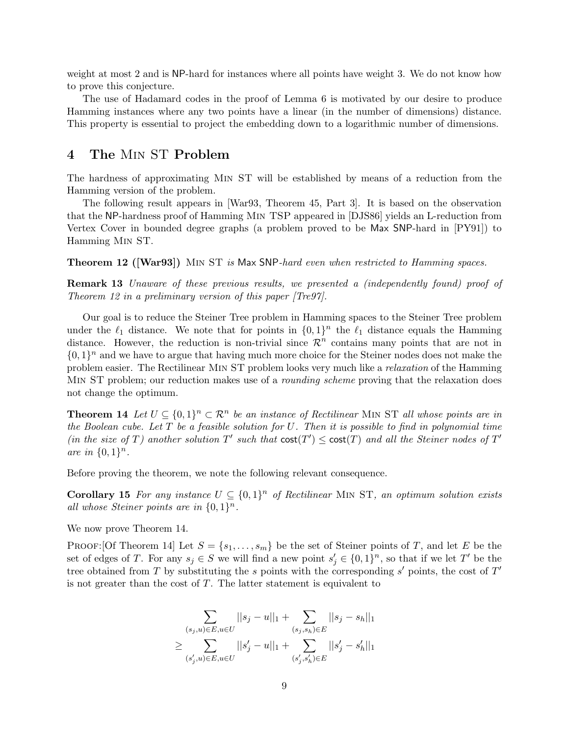weight at most 2 and is NP-hard for instances where all points have weight 3. We do not know how to prove this conjecture.

The use of Hadamard codes in the proof of Lemma 6 is motivated by our desire to produce Hamming instances where any two points have a linear (in the number of dimensions) distance. This property is essential to project the embedding down to a logarithmic number of dimensions.

## 4 The Min ST Problem

The hardness of approximating Min ST will be established by means of a reduction from the Hamming version of the problem.

The following result appears in [War93, Theorem 45, Part 3]. It is based on the observation that the NP-hardness proof of Hamming Min TSP appeared in [DJS86] yields an L-reduction from Vertex Cover in bounded degree graphs (a problem proved to be Max SNP-hard in [PY91]) to Hamming Min ST.

**Theorem 12 ([War93])** *Min ST is Max SNP-hard even when restricted to Hamming spaces.*

**Remark 13** *Unaware of these previous results, we presented a (independently found) proof of Theorem 12 in a preliminary version of this paper [Tre97].*

Our goal is to reduce the Steiner Tree problem in Hamming spaces to the Steiner Tree problem under the $\ell_1$ distance. We note that for points in $\{0,1\}^n$ the $\ell_1$ distance equals the Hamming distance. However, the reduction is non-trivial since $\mathcal{R}^n$ contains many points that are not in $\{0,1\}^n$ and we have to argue that having much more choice for the Steiner nodes does not make the problem easier. The Rectilinear Min ST problem looks very much like a *relaxation* of the Hamming Min ST problem; our reduction makes use of a *rounding scheme* proving that the relaxation does not change the optimum.

**Theorem 14** *Let $U \subseteq \{0,1\}^n \subset \mathcal{R}^n$ be an instance of Rectilinear Min ST all whose points are in the Boolean cube. Let $T$ be a feasible solution for $U$. Then it is possible to find in polynomial time (in the size of $T$) another solution $T'$ such that $\mathsf{cost}(T') \leq \mathsf{cost}(T)$ and all the Steiner nodes of $T'$ are in $\{0,1\}^n$.*

Before proving the theorem, we note the following relevant consequence.

**Corollary 15** *For any instance $U \subseteq \{0,1\}^n$ of Rectilinear Min ST, an optimum solution exists all whose Steiner points are in $\{0,1\}^n$.*

We now prove Theorem 14.

Proof:[Of Theorem 14] Let $S = \{s_1, \ldots, s_m\}$ be the set of Steiner points of $T$, and let $E$ be the set of edges of $T$. For any $s_j \in S$ we will find a new point $s'_j \in \{0,1\}^n$, so that if we let $T'$ be the tree obtained from $T$ by substituting the $s$ points with the corresponding $s'$ points, the cost of $T'$ is not greater than the cost of $T$. The latter statement is equivalent to

$$\sum_{(s_j,u)\in E, u\in U} ||s_j - u||_1 + \sum_{(s_j,s_h)\in E} ||s_j - s_h||_1$$
$$\geq \sum_{(s'_j,u)\in E, u\in U} ||s'_j - u||_1 + \sum_{(s'_j,s'_h)\in E} ||s'_j - s'_h||_1$$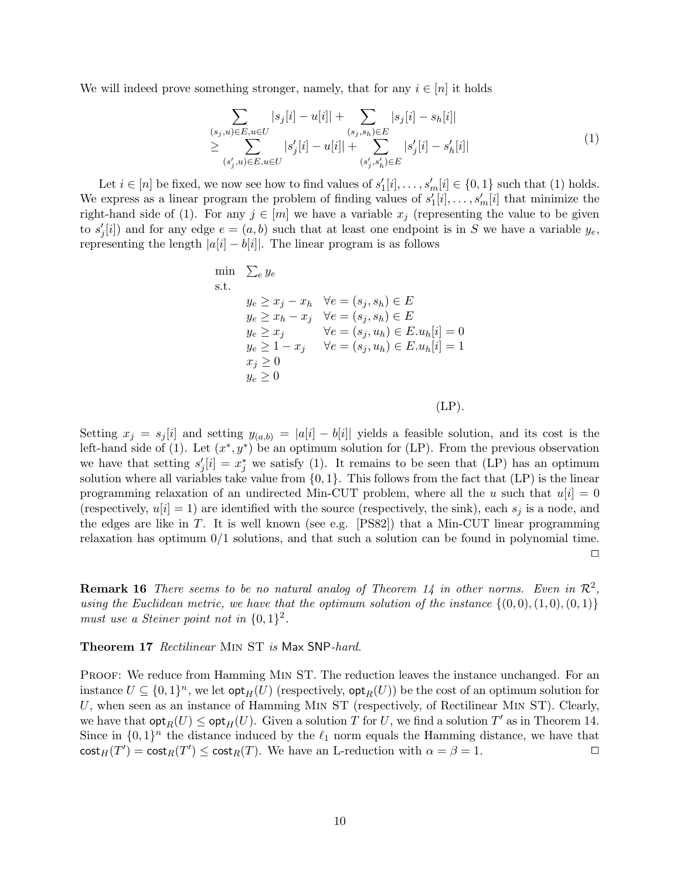We will indeed prove something stronger, namely, that for any $i \in [n]$ it holds

$$
\begin{aligned}
&\sum_{(s_j,u)\in E, u\in U} |s_j[i] - u[i]| + \sum_{(s_j,s_h)\in E} |s_j[i] - s_h[i]| \\
\geq &\sum_{(s'_j,u)\in E, u\in U} |s'_j[i] - u[i]| + \sum_{(s'_j,s'_h)\in E} |s'_j[i] - s'_h[i]|
\end{aligned}
\tag{1}
$$

Let $i \in [n]$ be fixed, we now see how to find values of $s'_1[i], \ldots, s'_m[i] \in \{0,1\}$ such that (1) holds. We express as a linear program the problem of finding values of $s'_1[i], \ldots, s'_m[i]$ that minimize the right-hand side of (1). For any $j \in [m]$ we have a variable $x_j$ (representing the value to be given to $s'_j[i]$) and for any edge $e = (a,b)$ such that at least one endpoint is in $S$ we have a variable $y_e$, representing the length $|a[i] - b[i]|$. The linear program is as follows

$$
\begin{array}{lll}
\min & \sum_e y_e & \\
\text{s.t.} & & \\
& y_e \geq x_j - x_h & \forall e = (s_j, s_h) \in E \\
& y_e \geq x_h - x_j & \forall e = (s_j, s_h) \in E \\
& y_e \geq x_j & \forall e = (s_j, u_h) \in E. u_h[i] = 0 \\
& y_e \geq 1 - x_j & \forall e = (s_j, u_h) \in E. u_h[i] = 1 \\
& x_j \geq 0 & \\
& y_e \geq 0 &
\end{array}
$$

(LP).

Setting $x_j = s_j[i]$ and setting $y_{(a,b)} = |a[i] - b[i]|$ yields a feasible solution, and its cost is the left-hand side of (1). Let $(x^*, y^*)$ be an optimum solution for (LP). From the previous observation we have that setting $s'_j[i] = x^*_j$ we satisfy (1). It remains to be seen that (LP) has an optimum solution where all variables take value from $\{0,1\}$. This follows from the fact that (LP) is the linear programming relaxation of an undirected Min-CUT problem, where all the $u$ such that $u[i] = 0$ (respectively, $u[i] = 1$) are identified with the source (respectively, the sink), each $s_j$ is a node, and the edges are like in $T$. It is well known (see e.g. [PS82]) that a Min-CUT linear programming relaxation has optimum 0/1 solutions, and that such a solution can be found in polynomial time. □

**Remark 16** *There seems to be no natural analog of Theorem 14 in other norms. Even in $\mathcal{R}^2$, using the Euclidean metric, we have that the optimum solution of the instance $\{(0,0), (1,0), (0,1)\}$ must use a Steiner point not in $\{0,1\}^2$.*

**Theorem 17** *Rectilinear* Min ST *is* Max SNP*-hard.*

Proof: We reduce from Hamming Min ST. The reduction leaves the instance unchanged. For an instance $U \subseteq \{0,1\}^n$, we let $\mathsf{opt}_H(U)$ (respectively, $\mathsf{opt}_R(U)$) be the cost of an optimum solution for $U$, when seen as an instance of Hamming Min ST (respectively, of Rectilinear Min ST). Clearly, we have that $\mathsf{opt}_R(U) \leq \mathsf{opt}_H(U)$. Given a solution $T$ for $U$, we find a solution $T'$ as in Theorem 14. Since in $\{0,1\}^n$ the distance induced by the $\ell_1$ norm equals the Hamming distance, we have that $\mathsf{cost}_H(T') = \mathsf{cost}_R(T') \leq \mathsf{cost}_R(T)$. We have an L-reduction with $\alpha = \beta = 1$. □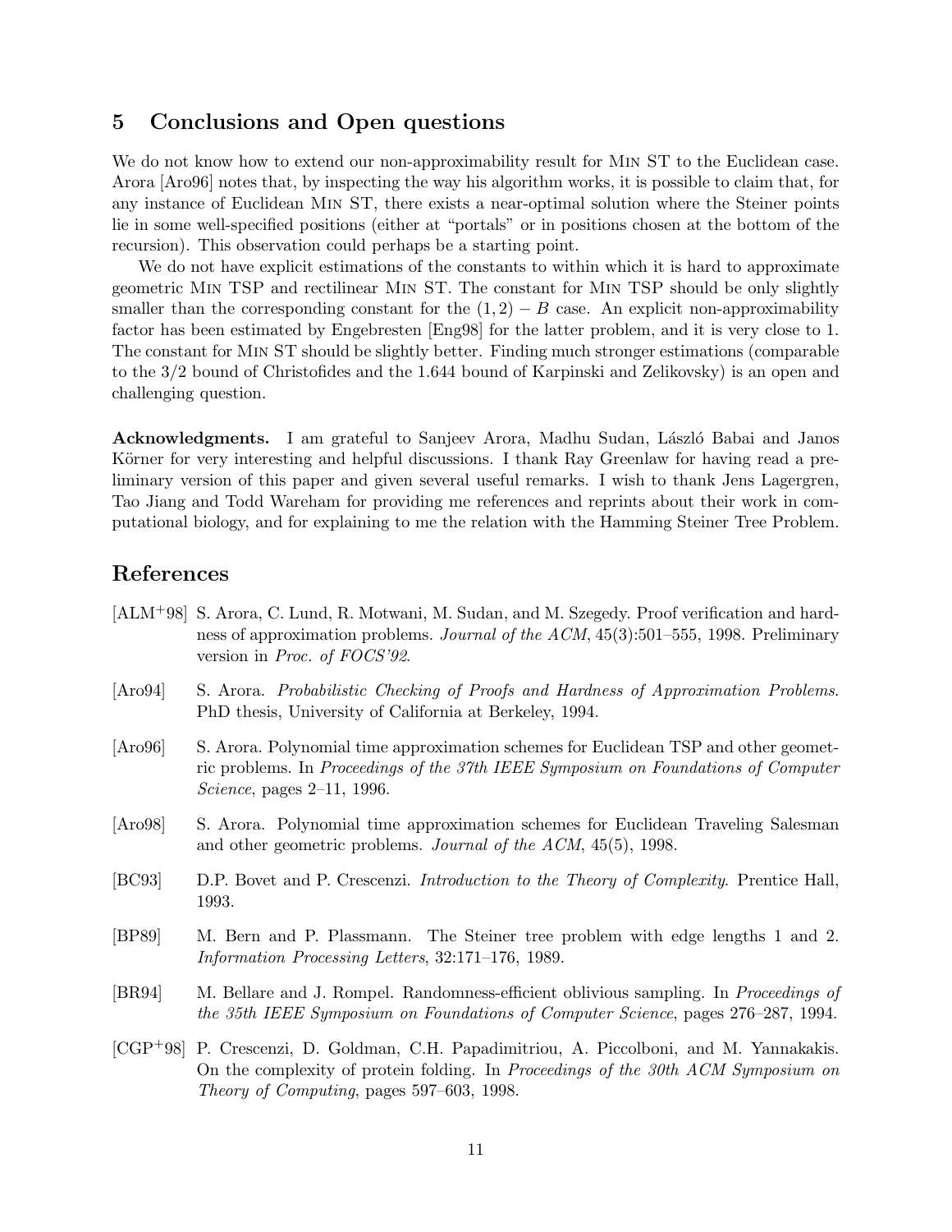## 5 Conclusions and Open questions

We do not know how to extend our non-approximability result for Min ST to the Euclidean case. Arora [Aro96] notes that, by inspecting the way his algorithm works, it is possible to claim that, for any instance of Euclidean Min ST, there exists a near-optimal solution where the Steiner points lie in some well-specified positions (either at "portals" or in positions chosen at the bottom of the recursion). This observation could perhaps be a starting point.

We do not have explicit estimations of the constants to within which it is hard to approximate geometric Min TSP and rectilinear Min ST. The constant for Min TSP should be only slightly smaller than the corresponding constant for the $(1, 2) - B$ case. An explicit non-approximability factor has been estimated by Engebresten [Eng98] for the latter problem, and it is very close to 1. The constant for Min ST should be slightly better. Finding much stronger estimations (comparable to the 3/2 bound of Christofides and the 1.644 bound of Karpinski and Zelikovsky) is an open and challenging question.

**Acknowledgments.** I am grateful to Sanjeev Arora, Madhu Sudan, László Babai and Janos Körner for very interesting and helpful discussions. I thank Ray Greenlaw for having read a preliminary version of this paper and given several useful remarks. I wish to thank Jens Lagergren, Tao Jiang and Todd Wareham for providing me references and reprints about their work in computational biology, and for explaining to me the relation with the Hamming Steiner Tree Problem.

## References

[ALM+98] S. Arora, C. Lund, R. Motwani, M. Sudan, and M. Szegedy. Proof verification and hardness of approximation problems. *Journal of the ACM*, 45(3):501–555, 1998. Preliminary version in *Proc. of FOCS'92*.

[Aro94] S. Arora. *Probabilistic Checking of Proofs and Hardness of Approximation Problems*. PhD thesis, University of California at Berkeley, 1994.

[Aro96] S. Arora. Polynomial time approximation schemes for Euclidean TSP and other geometric problems. In *Proceedings of the 37th IEEE Symposium on Foundations of Computer Science*, pages 2–11, 1996.

[Aro98] S. Arora. Polynomial time approximation schemes for Euclidean Traveling Salesman and other geometric problems. *Journal of the ACM*, 45(5), 1998.

[BC93] D.P. Bovet and P. Crescenzi. *Introduction to the Theory of Complexity*. Prentice Hall, 1993.

[BP89] M. Bern and P. Plassmann. The Steiner tree problem with edge lengths 1 and 2. *Information Processing Letters*, 32:171–176, 1989.

[BR94] M. Bellare and J. Rompel. Randomness-efficient oblivious sampling. In *Proceedings of the 35th IEEE Symposium on Foundations of Computer Science*, pages 276–287, 1994.

[CGP+98] P. Crescenzi, D. Goldman, C.H. Papadimitriou, A. Piccolboni, and M. Yannakakis. On the complexity of protein folding. In *Proceedings of the 30th ACM Symposium on Theory of Computing*, pages 597–603, 1998.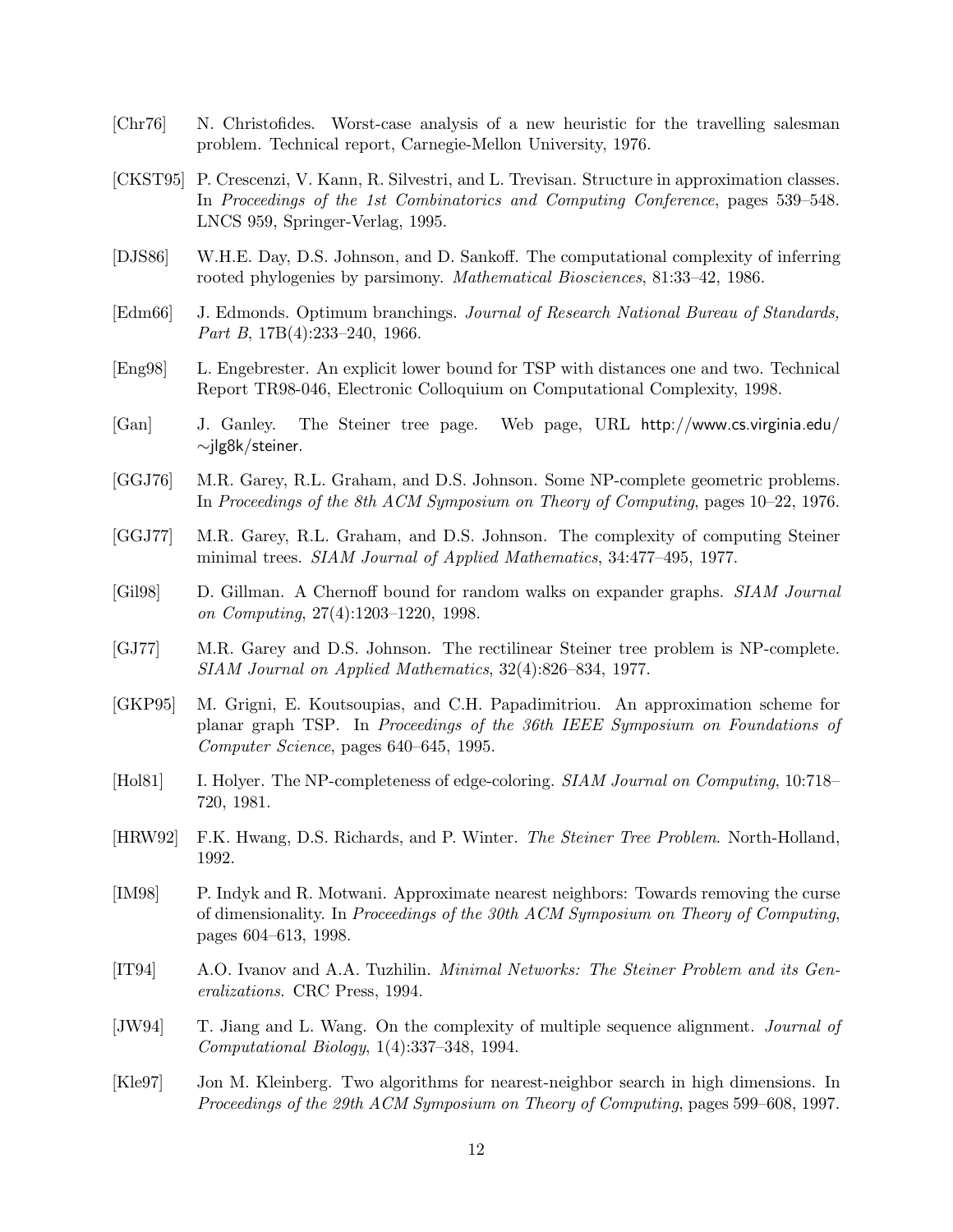[Chr76] N. Christofides. Worst-case analysis of a new heuristic for the travelling salesman problem. Technical report, Carnegie-Mellon University, 1976.

[CKST95] P. Crescenzi, V. Kann, R. Silvestri, and L. Trevisan. Structure in approximation classes. In *Proceedings of the 1st Combinatorics and Computing Conference*, pages 539–548. LNCS 959, Springer-Verlag, 1995.

[DJS86] W.H.E. Day, D.S. Johnson, and D. Sankoff. The computational complexity of inferring rooted phylogenies by parsimony. *Mathematical Biosciences*, 81:33–42, 1986.

[Edm66] J. Edmonds. Optimum branchings. *Journal of Research National Bureau of Standards, Part B*, 17B(4):233–240, 1966.

[Eng98] L. Engebrester. An explicit lower bound for TSP with distances one and two. Technical Report TR98-046, Electronic Colloquium on Computational Complexity, 1998.

[Gan] J. Ganley. The Steiner tree page. Web page, URL http://www.cs.virginia.edu/~jlg8k/steiner.

[GGJ76] M.R. Garey, R.L. Graham, and D.S. Johnson. Some NP-complete geometric problems. In *Proceedings of the 8th ACM Symposium on Theory of Computing*, pages 10–22, 1976.

[GGJ77] M.R. Garey, R.L. Graham, and D.S. Johnson. The complexity of computing Steiner minimal trees. *SIAM Journal of Applied Mathematics*, 34:477–495, 1977.

[Gil98] D. Gillman. A Chernoff bound for random walks on expander graphs. *SIAM Journal on Computing*, 27(4):1203–1220, 1998.

[GJ77] M.R. Garey and D.S. Johnson. The rectilinear Steiner tree problem is NP-complete. *SIAM Journal on Applied Mathematics*, 32(4):826–834, 1977.

[GKP95] M. Grigni, E. Koutsoupias, and C.H. Papadimitriou. An approximation scheme for planar graph TSP. In *Proceedings of the 36th IEEE Symposium on Foundations of Computer Science*, pages 640–645, 1995.

[Hol81] I. Holyer. The NP-completeness of edge-coloring. *SIAM Journal on Computing*, 10:718–720, 1981.

[HRW92] F.K. Hwang, D.S. Richards, and P. Winter. *The Steiner Tree Problem*. North-Holland, 1992.

[IM98] P. Indyk and R. Motwani. Approximate nearest neighbors: Towards removing the curse of dimensionality. In *Proceedings of the 30th ACM Symposium on Theory of Computing*, pages 604–613, 1998.

[IT94] A.O. Ivanov and A.A. Tuzhilin. *Minimal Networks: The Steiner Problem and its Generalizations*. CRC Press, 1994.

[JW94] T. Jiang and L. Wang. On the complexity of multiple sequence alignment. *Journal of Computational Biology*, 1(4):337–348, 1994.

[Kle97] Jon M. Kleinberg. Two algorithms for nearest-neighbor search in high dimensions. In *Proceedings of the 29th ACM Symposium on Theory of Computing*, pages 599–608, 1997.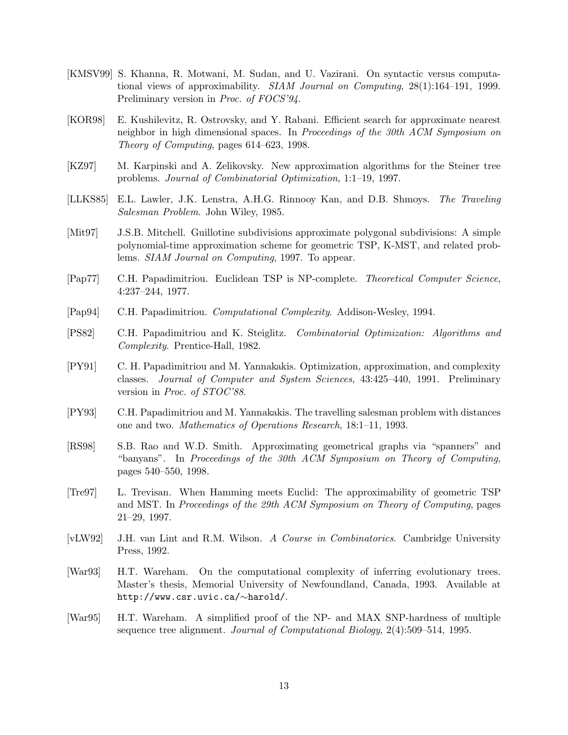[KMSV99] S. Khanna, R. Motwani, M. Sudan, and U. Vazirani. On syntactic versus computational views of approximability. *SIAM Journal on Computing*, 28(1):164–191, 1999. Preliminary version in *Proc. of FOCS'94*.

[KOR98] E. Kushilevitz, R. Ostrovsky, and Y. Rabani. Efficient search for approximate nearest neighbor in high dimensional spaces. In *Proceedings of the 30th ACM Symposium on Theory of Computing*, pages 614–623, 1998.

[KZ97] M. Karpinski and A. Zelikovsky. New approximation algorithms for the Steiner tree problems. *Journal of Combinatorial Optimization*, 1:1–19, 1997.

[LLKS85] E.L. Lawler, J.K. Lenstra, A.H.G. Rinnooy Kan, and D.B. Shmoys. *The Traveling Salesman Problem*. John Wiley, 1985.

[Mit97] J.S.B. Mitchell. Guillotine subdivisions approximate polygonal subdivisions: A simple polynomial-time approximation scheme for geometric TSP, K-MST, and related problems. *SIAM Journal on Computing*, 1997. To appear.

[Pap77] C.H. Papadimitriou. Euclidean TSP is NP-complete. *Theoretical Computer Science*, 4:237–244, 1977.

[Pap94] C.H. Papadimitriou. *Computational Complexity*. Addison-Wesley, 1994.

[PS82] C.H. Papadimitriou and K. Steiglitz. *Combinatorial Optimization: Algorithms and Complexity*. Prentice-Hall, 1982.

[PY91] C. H. Papadimitriou and M. Yannakakis. Optimization, approximation, and complexity classes. *Journal of Computer and System Sciences*, 43:425–440, 1991. Preliminary version in *Proc. of STOC'88*.

[PY93] C.H. Papadimitriou and M. Yannakakis. The travelling salesman problem with distances one and two. *Mathematics of Operations Research*, 18:1–11, 1993.

[RS98] S.B. Rao and W.D. Smith. Approximating geometrical graphs via "spanners" and "banyans". In *Proceedings of the 30th ACM Symposium on Theory of Computing*, pages 540–550, 1998.

[Tre97] L. Trevisan. When Hamming meets Euclid: The approximability of geometric TSP and MST. In *Proceedings of the 29th ACM Symposium on Theory of Computing*, pages 21–29, 1997.

[vLW92] J.H. van Lint and R.M. Wilson. *A Course in Combinatorics*. Cambridge University Press, 1992.

[War93] H.T. Wareham. On the computational complexity of inferring evolutionary trees. Master's thesis, Memorial University of Newfoundland, Canada, 1993. Available at `http://www.csr.uvic.ca/~harold/`.

[War95] H.T. Wareham. A simplified proof of the NP- and MAX SNP-hardness of multiple sequence tree alignment. *Journal of Computational Biology*, 2(4):509–514, 1995.